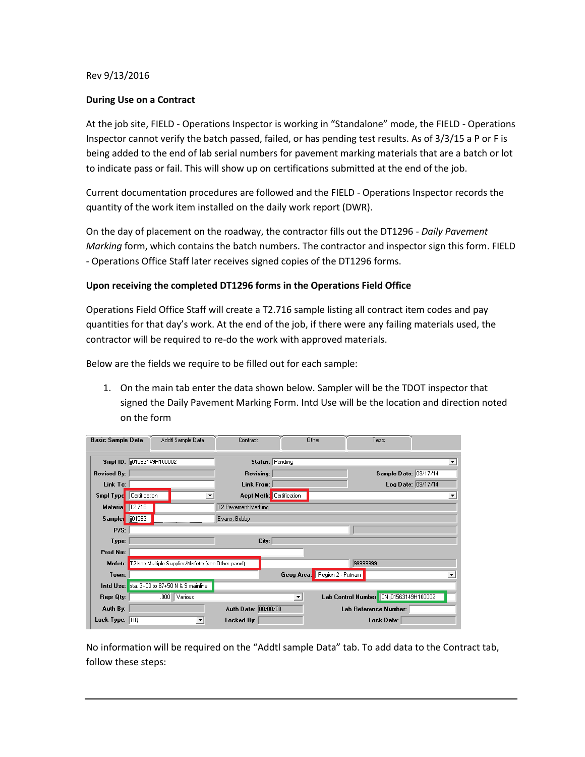Rev 9/13/2016

**During Use on a Contract**

At the job site, FIELD - Operations Inspector is working in "Standalone" mode, the FIELD - Operations Inspector cannot verify the batch passed, failed, or has pending test results. As of 3/3/15 a P or F is being added to the end of lab serial numbers for pavement marking materials that are a batch or lot to indicate pass or fail. This will show up on certifications submitted at the end of the job.

Current documentation procedures are followed and the FIELD - Operations Inspector records the quantity of the work item installed on the daily work report (DWR).

On the day of placement on the roadway, the contractor fills out the DT1296 - *Daily Pavement Marking* form, which contains the batch numbers. The contractor and inspector sign this form. FIELD - Operations Office Staff later receives signed copies of the DT1296 forms.

**Upon receiving the completed DT1296 forms in the Operations Field Office**

Operations Field Office Staff will create a T2.716 sample listing all contract item codes and pay quantities for that day's work. At the end of the job, if there were any failing materials used, the contractor will be required to re-do the work with approved materials.

Below are the fields we require to be filled out for each sample:

1. On the main tab enter the data shown below. Sampler will be the TDOT inspector that signed the Daily Pavement Marking Form. Intd Use will be the location and direction noted on the form

No information will be required on the "Addtl sample Data" tab. To add data to the Contract tab, follow these steps: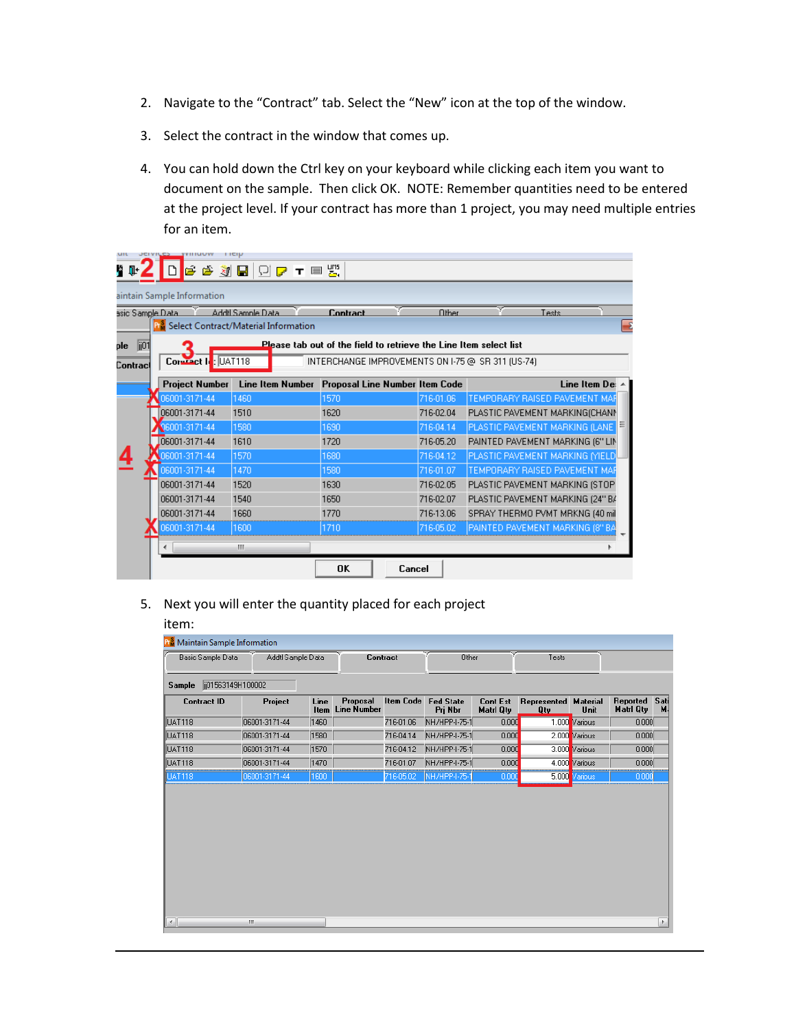2. Navigate to the “Contract” tab. Select the “New” icon at the top of the window.

3. Select the contract in the window that comes up.

4. You can hold down the Ctrl key on your keyboard while clicking each item you want to document on the sample. Then click OK. NOTE: Remember quantities need to be entered at the project level. If your contract has more than 1 project, you may need multiple entries for an item.

5. Next you will enter the quantity placed for each project item: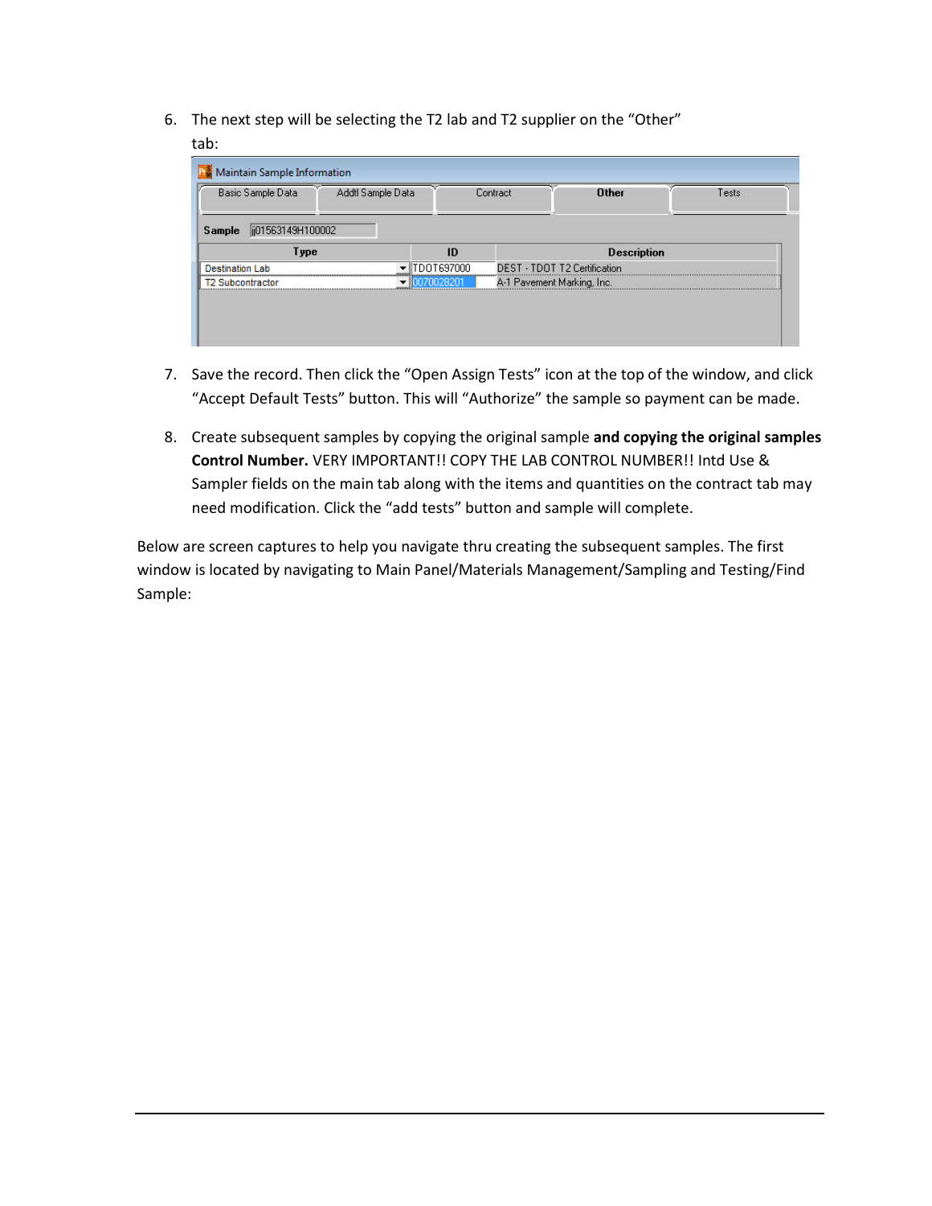6. The next step will be selecting the T2 lab and T2 supplier on the "Other" tab:

7. Save the record. Then click the "Open Assign Tests" icon at the top of the window, and click "Accept Default Tests" button. This will "Authorize" the sample so payment can be made.

8. Create subsequent samples by copying the original sample **and copying the original samples Control Number.** VERY IMPORTANT!! COPY THE LAB CONTROL NUMBER!! Intd Use & Sampler fields on the main tab along with the items and quantities on the contract tab may need modification. Click the "add tests" button and sample will complete.

Below are screen captures to help you navigate thru creating the subsequent samples. The first window is located by navigating to Main Panel/Materials Management/Sampling and Testing/Find Sample: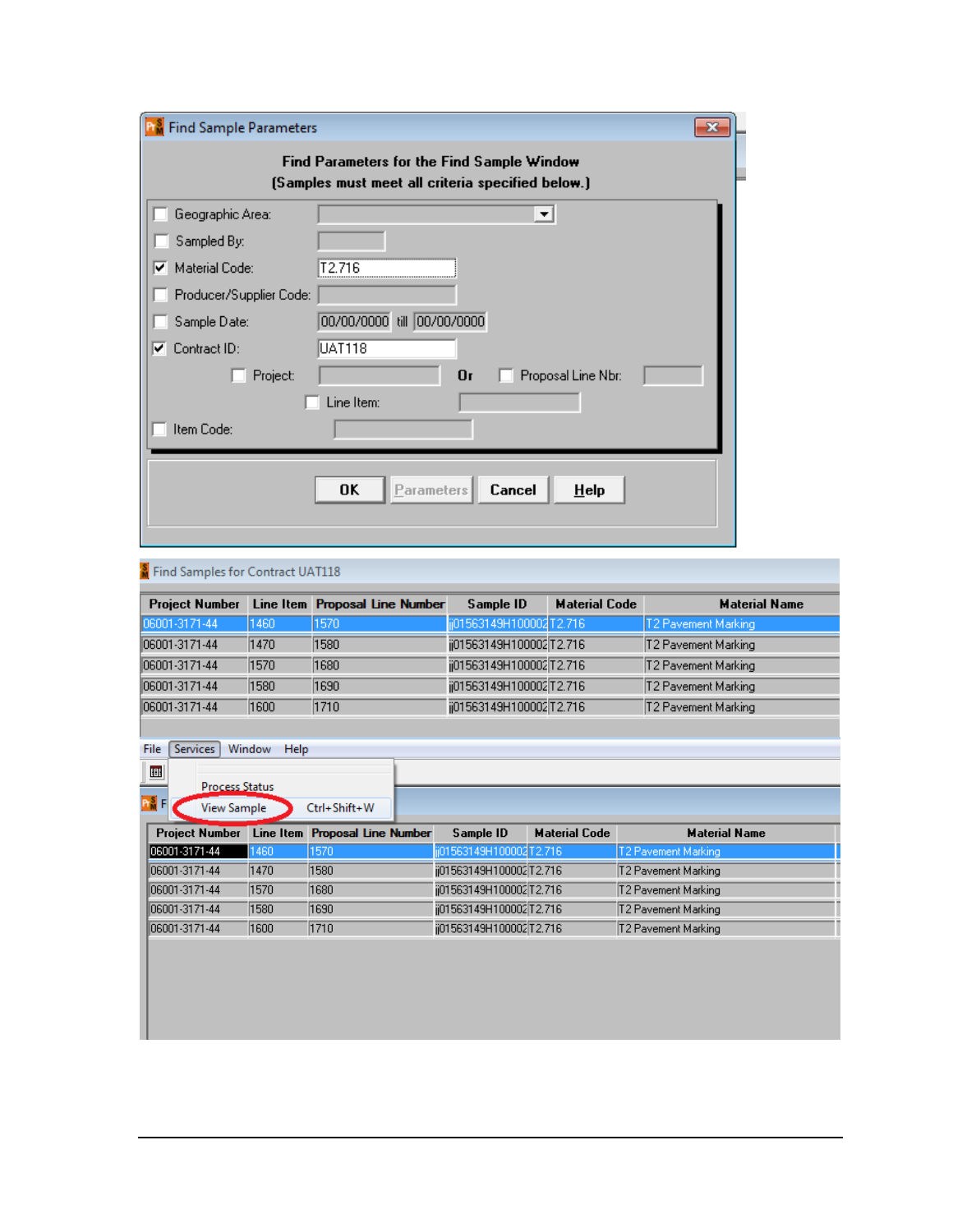**Find Sample Parameters**

**Find Parameters for the Find Sample Window**
**(Samples must meet all criteria specified below.)**

- [ ] Geographic Area:
- [ ] Sampled By:
- [x] Material Code: T2.716
- [ ] Producer/Supplier Code:
- [ ] Sample Date: 00/00/0000 till 00/00/0000
- [x] Contract ID: UAT118
  - [ ] Project: Or [ ] Proposal Line Nbr:
  - [ ] Line Item:
- [ ] Item Code:

OK | Parameters | Cancel | Help

**Find Samples for Contract UAT118**

| Project Number | Line Item | Proposal Line Number | Sample ID | Material Code | Material Name |
|---|---|---|---|---|---|
| 06001-3171-44 | 1460 | 1570 | jj01563149H100002 | T2.716 | T2 Pavement Marking |
| 06001-3171-44 | 1470 | 1580 | jj01563149H100002 | T2.716 | T2 Pavement Marking |
| 06001-3171-44 | 1570 | 1680 | jj01563149H100002 | T2.716 | T2 Pavement Marking |
| 06001-3171-44 | 1580 | 1690 | jj01563149H100002 | T2.716 | T2 Pavement Marking |
| 06001-3171-44 | 1600 | 1710 | jj01563149H100002 | T2.716 | T2 Pavement Marking |

File | Services | Window | Help

- Process Status
- View Sample Ctrl+Shift+W

| Project Number | Line Item | Proposal Line Number | Sample ID | Material Code | Material Name |
|---|---|---|---|---|---|
| 06001-3171-44 | 1460 | 1570 | jj01563149H100002 | T2.716 | T2 Pavement Marking |
| 06001-3171-44 | 1470 | 1580 | jj01563149H100002 | T2.716 | T2 Pavement Marking |
| 06001-3171-44 | 1570 | 1680 | jj01563149H100002 | T2.716 | T2 Pavement Marking |
| 06001-3171-44 | 1580 | 1690 | jj01563149H100002 | T2.716 | T2 Pavement Marking |
| 06001-3171-44 | 1600 | 1710 | jj01563149H100002 | T2.716 | T2 Pavement Marking |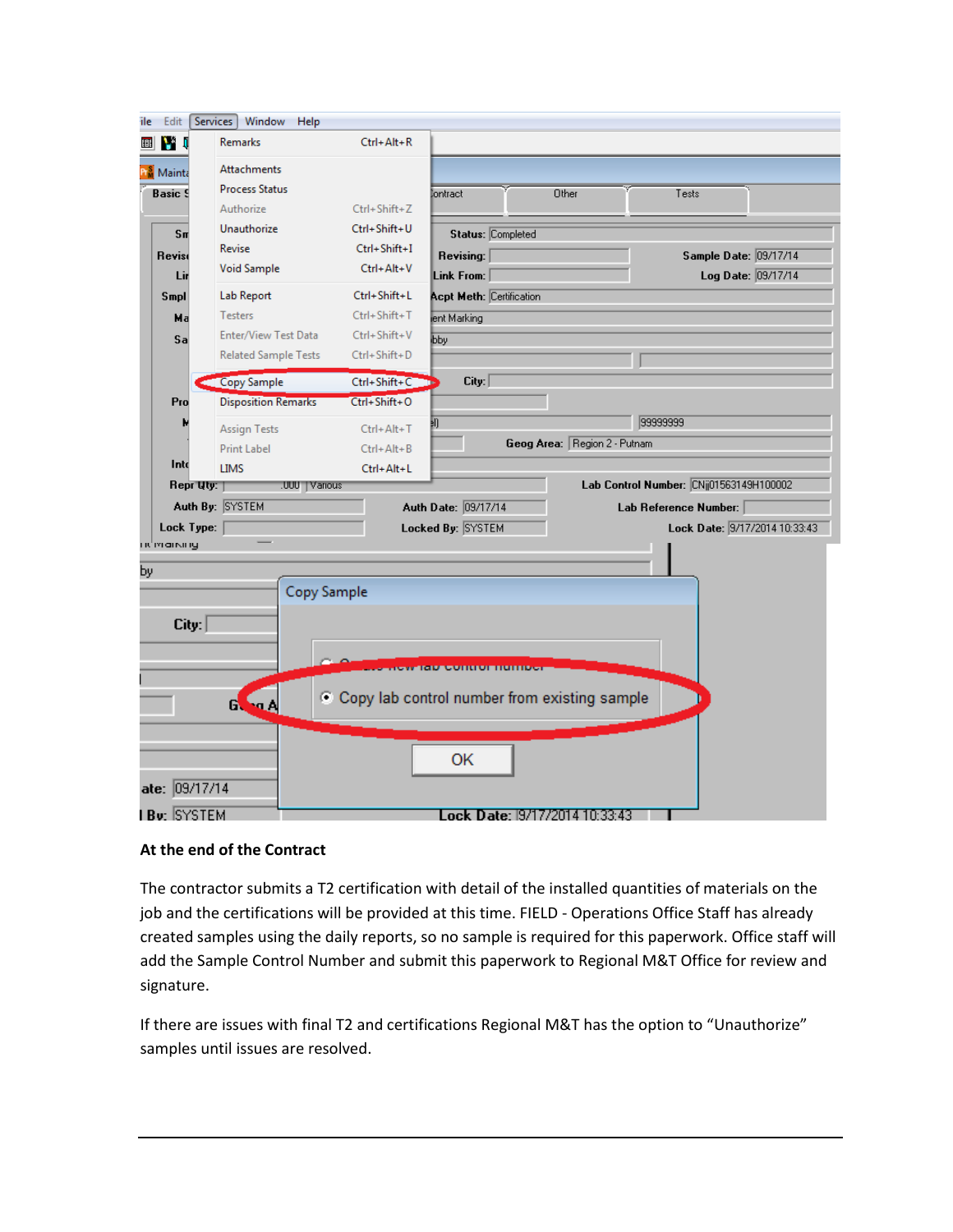## At the end of the Contract

The contractor submits a T2 certification with detail of the installed quantities of materials on the job and the certifications will be provided at this time. FIELD - Operations Office Staff has already created samples using the daily reports, so no sample is required for this paperwork. Office staff will add the Sample Control Number and submit this paperwork to Regional M&T Office for review and signature.

If there are issues with final T2 and certifications Regional M&T has the option to "Unauthorize" samples until issues are resolved.